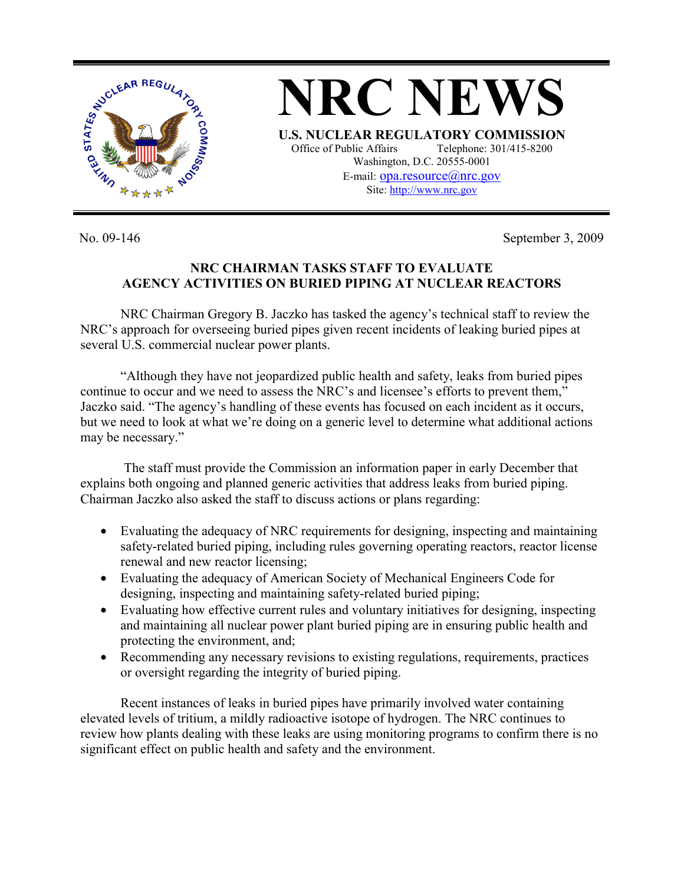# NRC NEWS

**U.S. NUCLEAR REGULATORY COMMISSION**

Office of Public Affairs Telephone: 301/415-8200
Washington, D.C. 20555-0001
E-mail: opa.resource@nrc.gov
Site: http://www.nrc.gov

No. 09-146 September 3, 2009

## NRC CHAIRMAN TASKS STAFF TO EVALUATE AGENCY ACTIVITIES ON BURIED PIPING AT NUCLEAR REACTORS

NRC Chairman Gregory B. Jaczko has tasked the agency's technical staff to review the NRC's approach for overseeing buried pipes given recent incidents of leaking buried pipes at several U.S. commercial nuclear power plants.

"Although they have not jeopardized public health and safety, leaks from buried pipes continue to occur and we need to assess the NRC's and licensee's efforts to prevent them," Jaczko said. "The agency's handling of these events has focused on each incident as it occurs, but we need to look at what we're doing on a generic level to determine what additional actions may be necessary."

The staff must provide the Commission an information paper in early December that explains both ongoing and planned generic activities that address leaks from buried piping. Chairman Jaczko also asked the staff to discuss actions or plans regarding:

- Evaluating the adequacy of NRC requirements for designing, inspecting and maintaining safety-related buried piping, including rules governing operating reactors, reactor license renewal and new reactor licensing;
- Evaluating the adequacy of American Society of Mechanical Engineers Code for designing, inspecting and maintaining safety-related buried piping;
- Evaluating how effective current rules and voluntary initiatives for designing, inspecting and maintaining all nuclear power plant buried piping are in ensuring public health and protecting the environment, and;
- Recommending any necessary revisions to existing regulations, requirements, practices or oversight regarding the integrity of buried piping.

Recent instances of leaks in buried pipes have primarily involved water containing elevated levels of tritium, a mildly radioactive isotope of hydrogen. The NRC continues to review how plants dealing with these leaks are using monitoring programs to confirm there is no significant effect on public health and safety and the environment.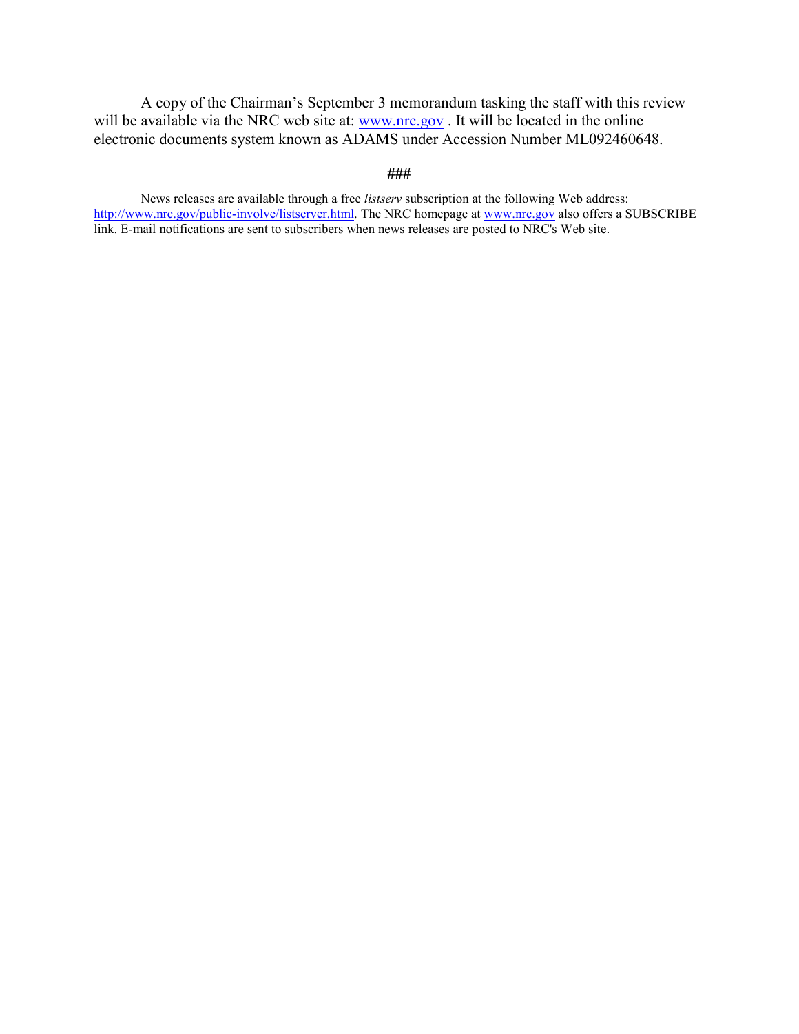A copy of the Chairman's September 3 memorandum tasking the staff with this review will be available via the NRC web site at: [www.nrc.gov](http://www.nrc.gov) . It will be located in the online electronic documents system known as ADAMS under Accession Number ML092460648.

###

News releases are available through a free *listserv* subscription at the following Web address: [http://www.nrc.gov/public-involve/listserver.html](http://www.nrc.gov/public-involve/listserver.html). The NRC homepage at [www.nrc.gov](http://www.nrc.gov) also offers a SUBSCRIBE link. E-mail notifications are sent to subscribers when news releases are posted to NRC's Web site.